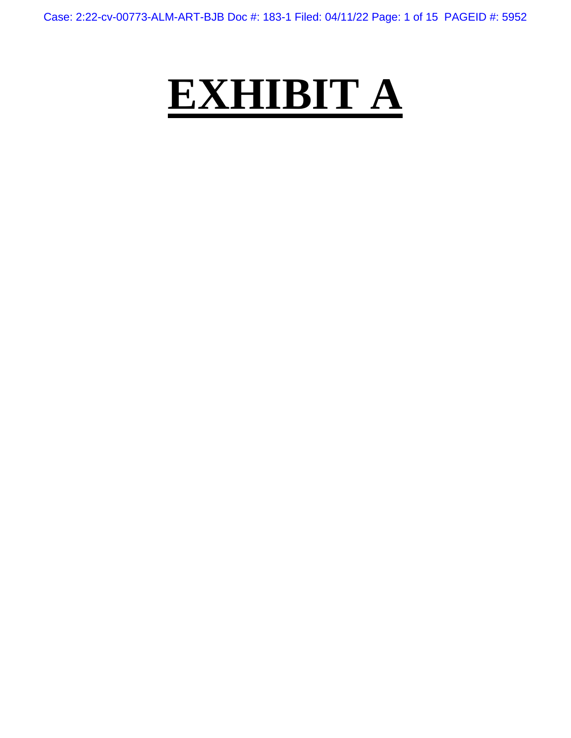# **EXHIBIT A**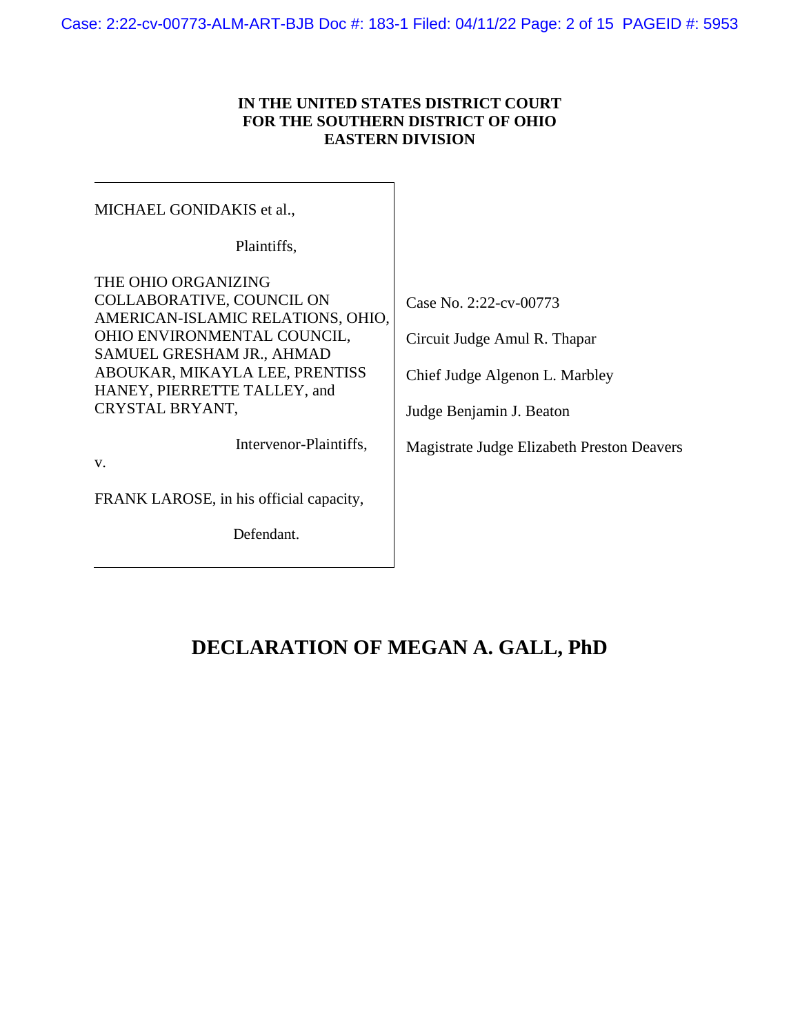**IN THE UNITED STATES DISTRICT COURT**
**FOR THE SOUTHERN DISTRICT OF OHIO**
**EASTERN DIVISION**

| | |
|---|---|
| MICHAEL GONIDAKIS et al.,<br><br>Plaintiffs,<br><br>THE OHIO ORGANIZING COLLABORATIVE, COUNCIL ON AMERICAN-ISLAMIC RELATIONS, OHIO, OHIO ENVIRONMENTAL COUNCIL, SAMUEL GRESHAM JR., AHMAD ABOUKAR, MIKAYLA LEE, PRENTISS HANEY, PIERRETTE TALLEY, and CRYSTAL BRYANT,<br><br>Intervenor-Plaintiffs,<br><br>v.<br><br>FRANK LAROSE, in his official capacity,<br><br>Defendant. | Case No. 2:22-cv-00773<br><br>Circuit Judge Amul R. Thapar<br><br>Chief Judge Algenon L. Marbley<br><br>Judge Benjamin J. Beaton<br><br>Magistrate Judge Elizabeth Preston Deavers |

# DECLARATION OF MEGAN A. GALL, PhD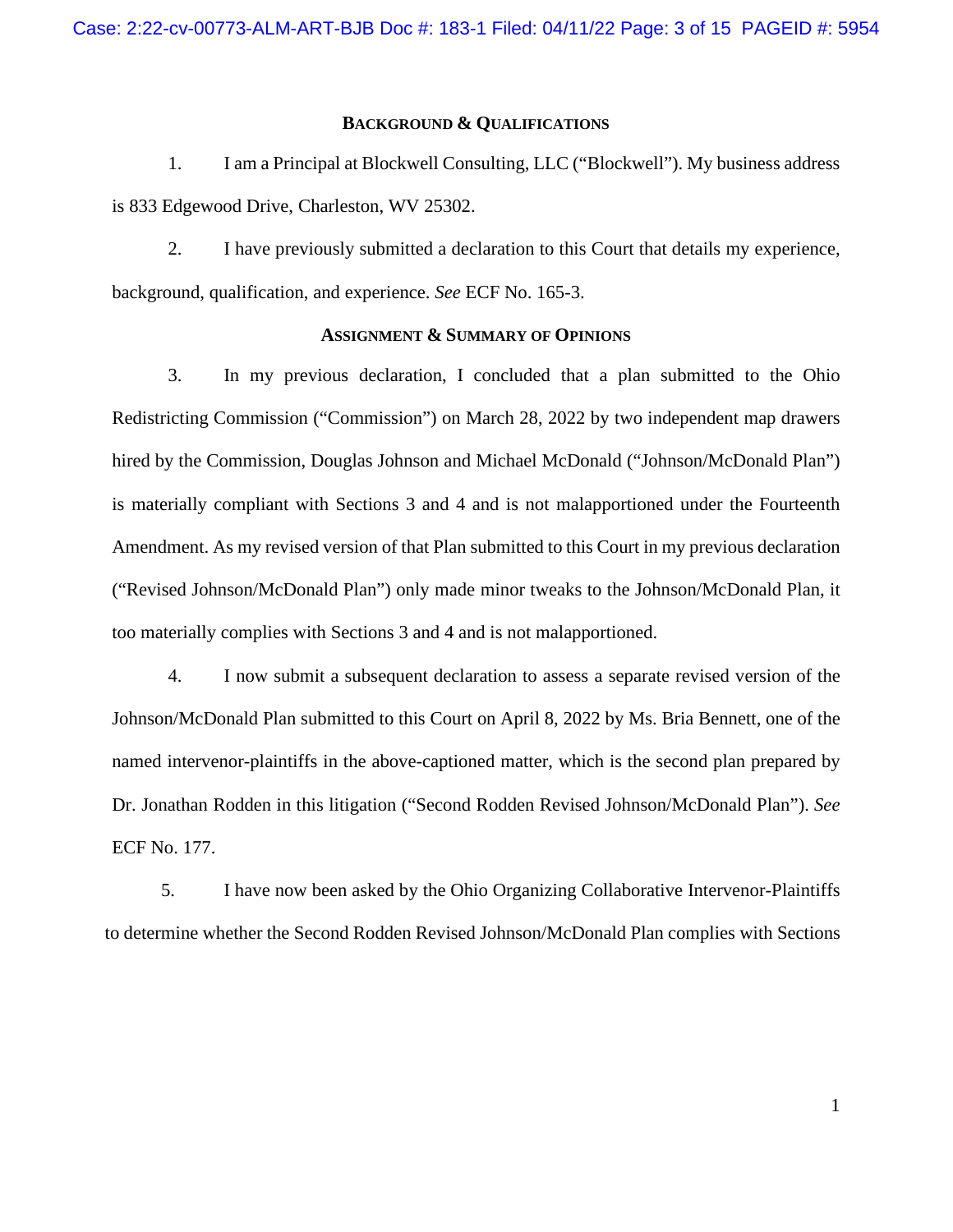## BACKGROUND & QUALIFICATIONS

1. I am a Principal at Blockwell Consulting, LLC ("Blockwell"). My business address is 833 Edgewood Drive, Charleston, WV 25302.

2. I have previously submitted a declaration to this Court that details my experience, background, qualification, and experience. *See* ECF No. 165-3.

## ASSIGNMENT & SUMMARY OF OPINIONS

3. In my previous declaration, I concluded that a plan submitted to the Ohio Redistricting Commission ("Commission") on March 28, 2022 by two independent map drawers hired by the Commission, Douglas Johnson and Michael McDonald ("Johnson/McDonald Plan") is materially compliant with Sections 3 and 4 and is not malapportioned under the Fourteenth Amendment. As my revised version of that Plan submitted to this Court in my previous declaration ("Revised Johnson/McDonald Plan") only made minor tweaks to the Johnson/McDonald Plan, it too materially complies with Sections 3 and 4 and is not malapportioned.

4. I now submit a subsequent declaration to assess a separate revised version of the Johnson/McDonald Plan submitted to this Court on April 8, 2022 by Ms. Bria Bennett, one of the named intervenor-plaintiffs in the above-captioned matter, which is the second plan prepared by Dr. Jonathan Rodden in this litigation ("Second Rodden Revised Johnson/McDonald Plan"). *See* ECF No. 177.

5. I have now been asked by the Ohio Organizing Collaborative Intervenor-Plaintiffs to determine whether the Second Rodden Revised Johnson/McDonald Plan complies with Sections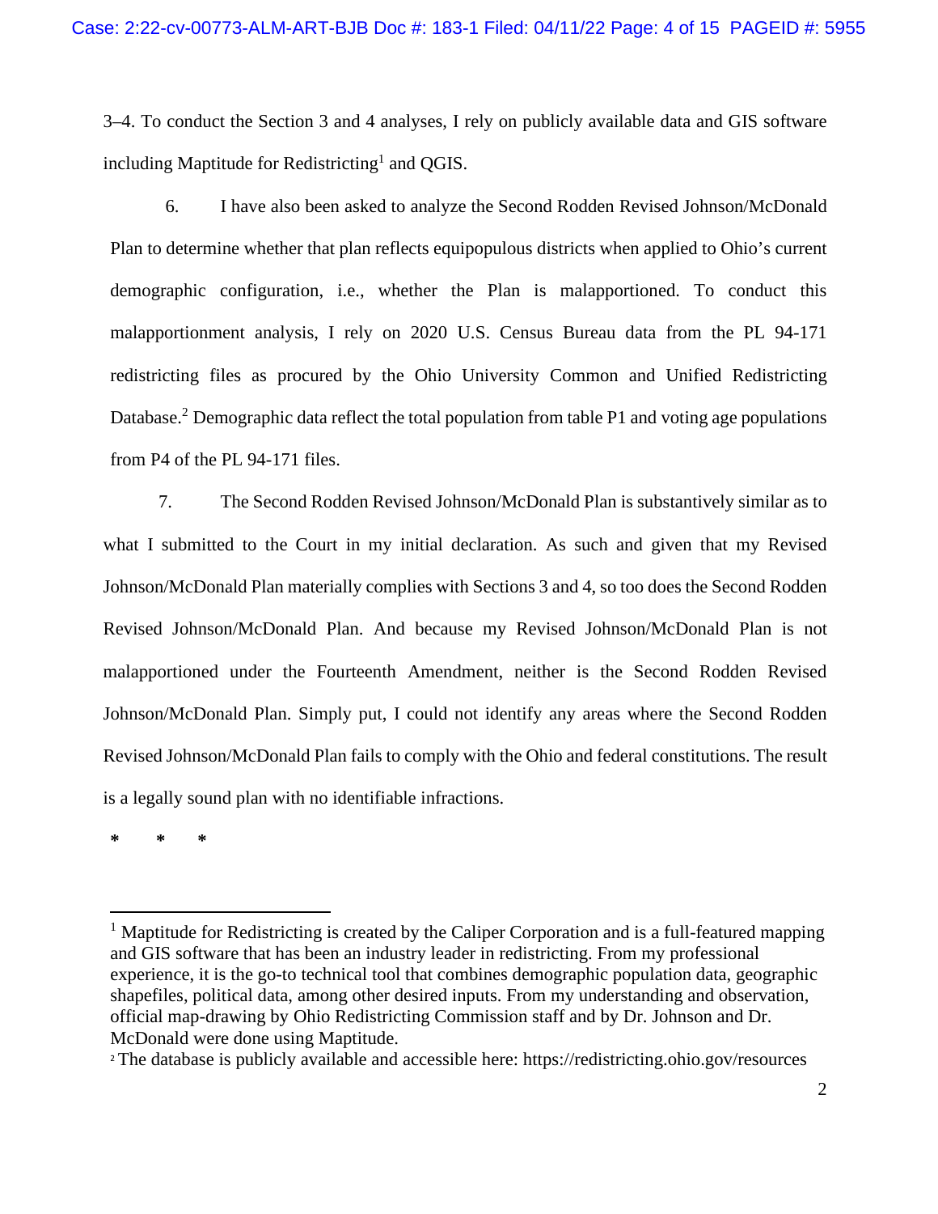3–4. To conduct the Section 3 and 4 analyses, I rely on publicly available data and GIS software including Maptitude for Redistricting[1] and QGIS.

6. I have also been asked to analyze the Second Rodden Revised Johnson/McDonald Plan to determine whether that plan reflects equipopulous districts when applied to Ohio's current demographic configuration, i.e., whether the Plan is malapportioned. To conduct this malapportionment analysis, I rely on 2020 U.S. Census Bureau data from the PL 94-171 redistricting files as procured by the Ohio University Common and Unified Redistricting Database.[2] Demographic data reflect the total population from table P1 and voting age populations from P4 of the PL 94-171 files.

7. The Second Rodden Revised Johnson/McDonald Plan is substantively similar as to what I submitted to the Court in my initial declaration. As such and given that my Revised Johnson/McDonald Plan materially complies with Sections 3 and 4, so too does the Second Rodden Revised Johnson/McDonald Plan. And because my Revised Johnson/McDonald Plan is not malapportioned under the Fourteenth Amendment, neither is the Second Rodden Revised Johnson/McDonald Plan. Simply put, I could not identify any areas where the Second Rodden Revised Johnson/McDonald Plan fails to comply with the Ohio and federal constitutions. The result is a legally sound plan with no identifiable infractions.

\* \* \*

---

[1] Maptitude for Redistricting is created by the Caliper Corporation and is a full-featured mapping and GIS software that has been an industry leader in redistricting. From my professional experience, it is the go-to technical tool that combines demographic population data, geographic shapefiles, political data, among other desired inputs. From my understanding and observation, official map-drawing by Ohio Redistricting Commission staff and by Dr. Johnson and Dr. McDonald were done using Maptitude.

[2] The database is publicly available and accessible here: https://redistricting.ohio.gov/resources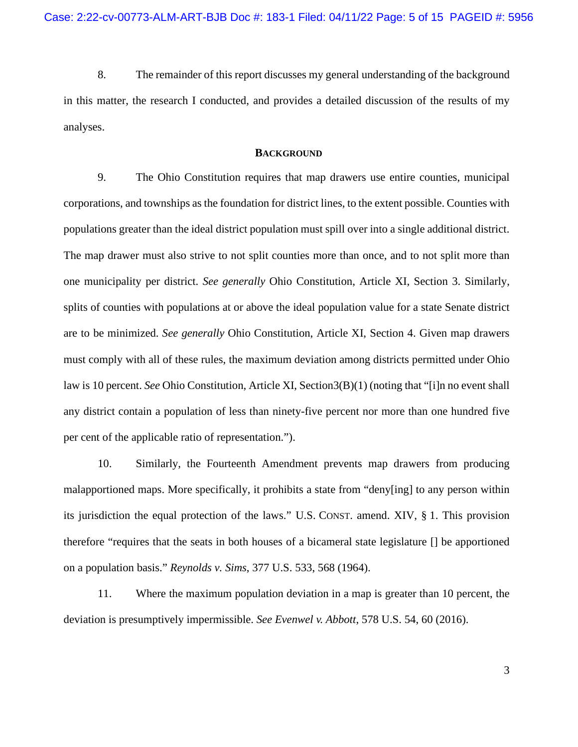8. The remainder of this report discusses my general understanding of the background in this matter, the research I conducted, and provides a detailed discussion of the results of my analyses.

## **BACKGROUND**

9. The Ohio Constitution requires that map drawers use entire counties, municipal corporations, and townships as the foundation for district lines, to the extent possible. Counties with populations greater than the ideal district population must spill over into a single additional district. The map drawer must also strive to not split counties more than once, and to not split more than one municipality per district. *See generally* Ohio Constitution, Article XI, Section 3. Similarly, splits of counties with populations at or above the ideal population value for a state Senate district are to be minimized. *See generally* Ohio Constitution, Article XI, Section 4. Given map drawers must comply with all of these rules, the maximum deviation among districts permitted under Ohio law is 10 percent. *See* Ohio Constitution, Article XI, Section3(B)(1) (noting that "[i]n no event shall any district contain a population of less than ninety-five percent nor more than one hundred five per cent of the applicable ratio of representation.").

10. Similarly, the Fourteenth Amendment prevents map drawers from producing malapportioned maps. More specifically, it prohibits a state from "deny[ing] to any person within its jurisdiction the equal protection of the laws." U.S. CONST. amend. XIV, § 1. This provision therefore "requires that the seats in both houses of a bicameral state legislature [] be apportioned on a population basis." *Reynolds v. Sims*, 377 U.S. 533, 568 (1964).

11. Where the maximum population deviation in a map is greater than 10 percent, the deviation is presumptively impermissible. *See Evenwel v. Abbott*, 578 U.S. 54, 60 (2016).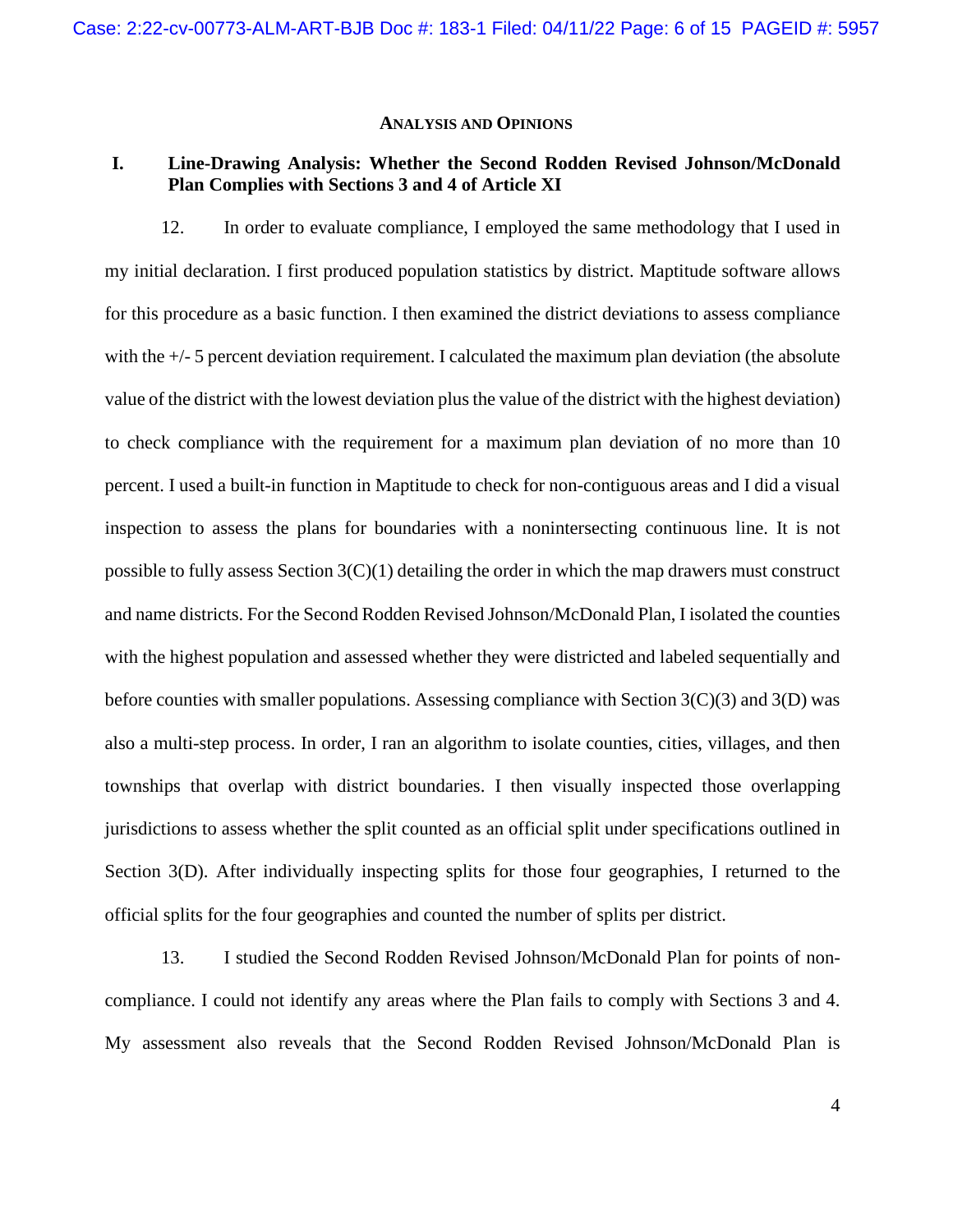## Analysis and Opinions

### I. Line-Drawing Analysis: Whether the Second Rodden Revised Johnson/McDonald Plan Complies with Sections 3 and 4 of Article XI

12. In order to evaluate compliance, I employed the same methodology that I used in my initial declaration. I first produced population statistics by district. Maptitude software allows for this procedure as a basic function. I then examined the district deviations to assess compliance with the +/- 5 percent deviation requirement. I calculated the maximum plan deviation (the absolute value of the district with the lowest deviation plus the value of the district with the highest deviation) to check compliance with the requirement for a maximum plan deviation of no more than 10 percent. I used a built-in function in Maptitude to check for non-contiguous areas and I did a visual inspection to assess the plans for boundaries with a nonintersecting continuous line. It is not possible to fully assess Section 3(C)(1) detailing the order in which the map drawers must construct and name districts. For the Second Rodden Revised Johnson/McDonald Plan, I isolated the counties with the highest population and assessed whether they were districted and labeled sequentially and before counties with smaller populations. Assessing compliance with Section 3(C)(3) and 3(D) was also a multi-step process. In order, I ran an algorithm to isolate counties, cities, villages, and then townships that overlap with district boundaries. I then visually inspected those overlapping jurisdictions to assess whether the split counted as an official split under specifications outlined in Section 3(D). After individually inspecting splits for those four geographies, I returned to the official splits for the four geographies and counted the number of splits per district.

13. I studied the Second Rodden Revised Johnson/McDonald Plan for points of non-compliance. I could not identify any areas where the Plan fails to comply with Sections 3 and 4. My assessment also reveals that the Second Rodden Revised Johnson/McDonald Plan is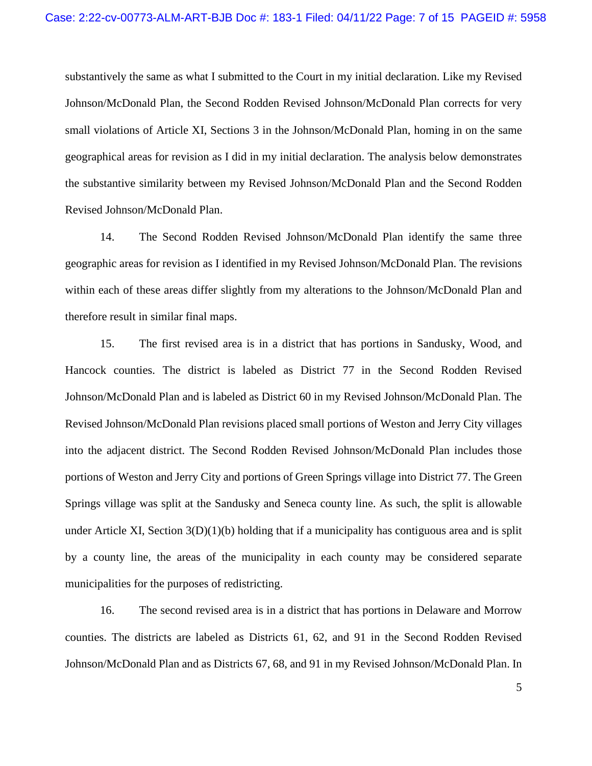substantively the same as what I submitted to the Court in my initial declaration. Like my Revised Johnson/McDonald Plan, the Second Rodden Revised Johnson/McDonald Plan corrects for very small violations of Article XI, Sections 3 in the Johnson/McDonald Plan, homing in on the same geographical areas for revision as I did in my initial declaration. The analysis below demonstrates the substantive similarity between my Revised Johnson/McDonald Plan and the Second Rodden Revised Johnson/McDonald Plan.

14. The Second Rodden Revised Johnson/McDonald Plan identify the same three geographic areas for revision as I identified in my Revised Johnson/McDonald Plan. The revisions within each of these areas differ slightly from my alterations to the Johnson/McDonald Plan and therefore result in similar final maps.

15. The first revised area is in a district that has portions in Sandusky, Wood, and Hancock counties. The district is labeled as District 77 in the Second Rodden Revised Johnson/McDonald Plan and is labeled as District 60 in my Revised Johnson/McDonald Plan. The Revised Johnson/McDonald Plan revisions placed small portions of Weston and Jerry City villages into the adjacent district. The Second Rodden Revised Johnson/McDonald Plan includes those portions of Weston and Jerry City and portions of Green Springs village into District 77. The Green Springs village was split at the Sandusky and Seneca county line. As such, the split is allowable under Article XI, Section 3(D)(1)(b) holding that if a municipality has contiguous area and is split by a county line, the areas of the municipality in each county may be considered separate municipalities for the purposes of redistricting.

16. The second revised area is in a district that has portions in Delaware and Morrow counties. The districts are labeled as Districts 61, 62, and 91 in the Second Rodden Revised Johnson/McDonald Plan and as Districts 67, 68, and 91 in my Revised Johnson/McDonald Plan. In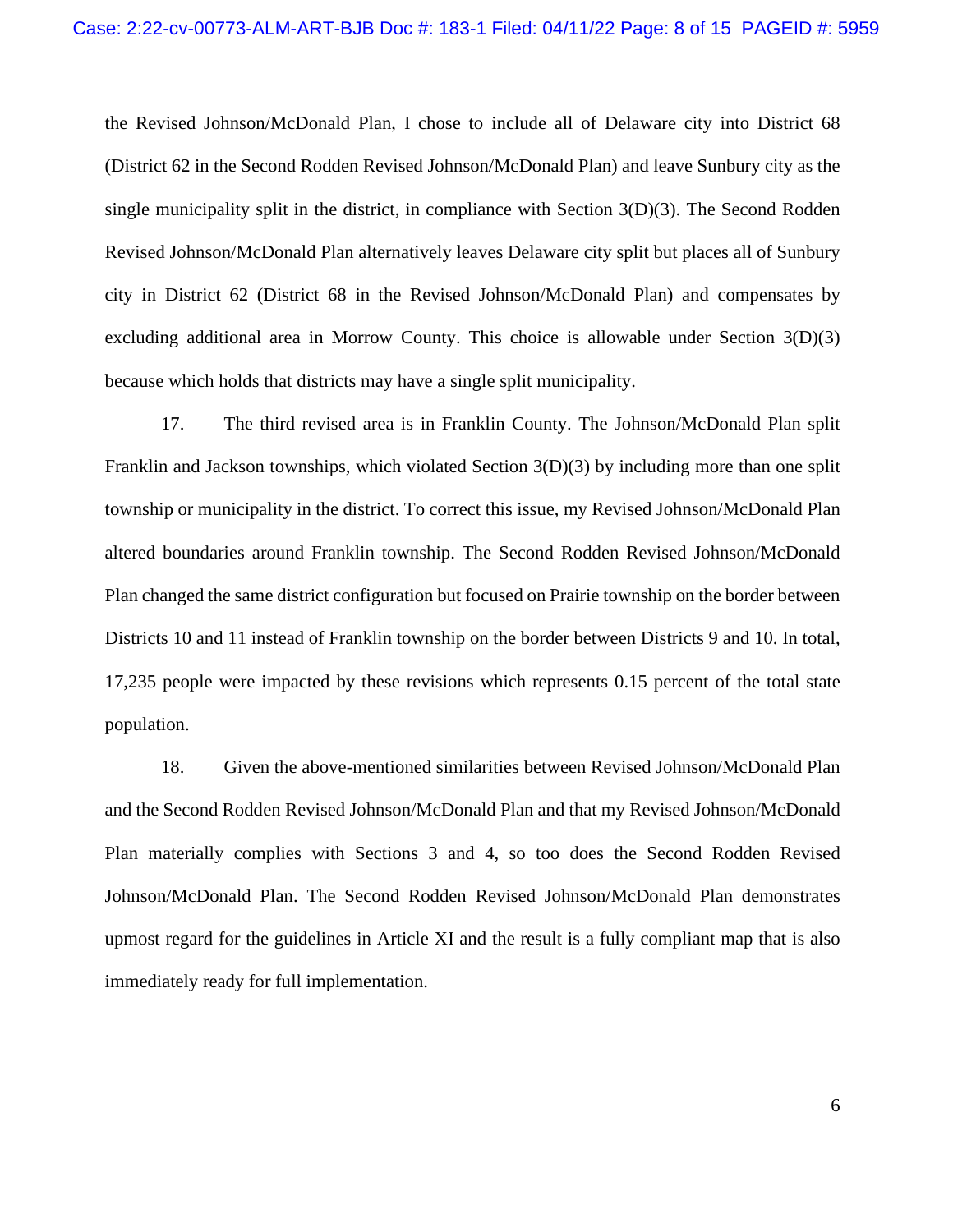the Revised Johnson/McDonald Plan, I chose to include all of Delaware city into District 68 (District 62 in the Second Rodden Revised Johnson/McDonald Plan) and leave Sunbury city as the single municipality split in the district, in compliance with Section 3(D)(3). The Second Rodden Revised Johnson/McDonald Plan alternatively leaves Delaware city split but places all of Sunbury city in District 62 (District 68 in the Revised Johnson/McDonald Plan) and compensates by excluding additional area in Morrow County. This choice is allowable under Section 3(D)(3) because which holds that districts may have a single split municipality.

17. The third revised area is in Franklin County. The Johnson/McDonald Plan split Franklin and Jackson townships, which violated Section 3(D)(3) by including more than one split township or municipality in the district. To correct this issue, my Revised Johnson/McDonald Plan altered boundaries around Franklin township. The Second Rodden Revised Johnson/McDonald Plan changed the same district configuration but focused on Prairie township on the border between Districts 10 and 11 instead of Franklin township on the border between Districts 9 and 10. In total, 17,235 people were impacted by these revisions which represents 0.15 percent of the total state population.

18. Given the above-mentioned similarities between Revised Johnson/McDonald Plan and the Second Rodden Revised Johnson/McDonald Plan and that my Revised Johnson/McDonald Plan materially complies with Sections 3 and 4, so too does the Second Rodden Revised Johnson/McDonald Plan. The Second Rodden Revised Johnson/McDonald Plan demonstrates upmost regard for the guidelines in Article XI and the result is a fully compliant map that is also immediately ready for full implementation.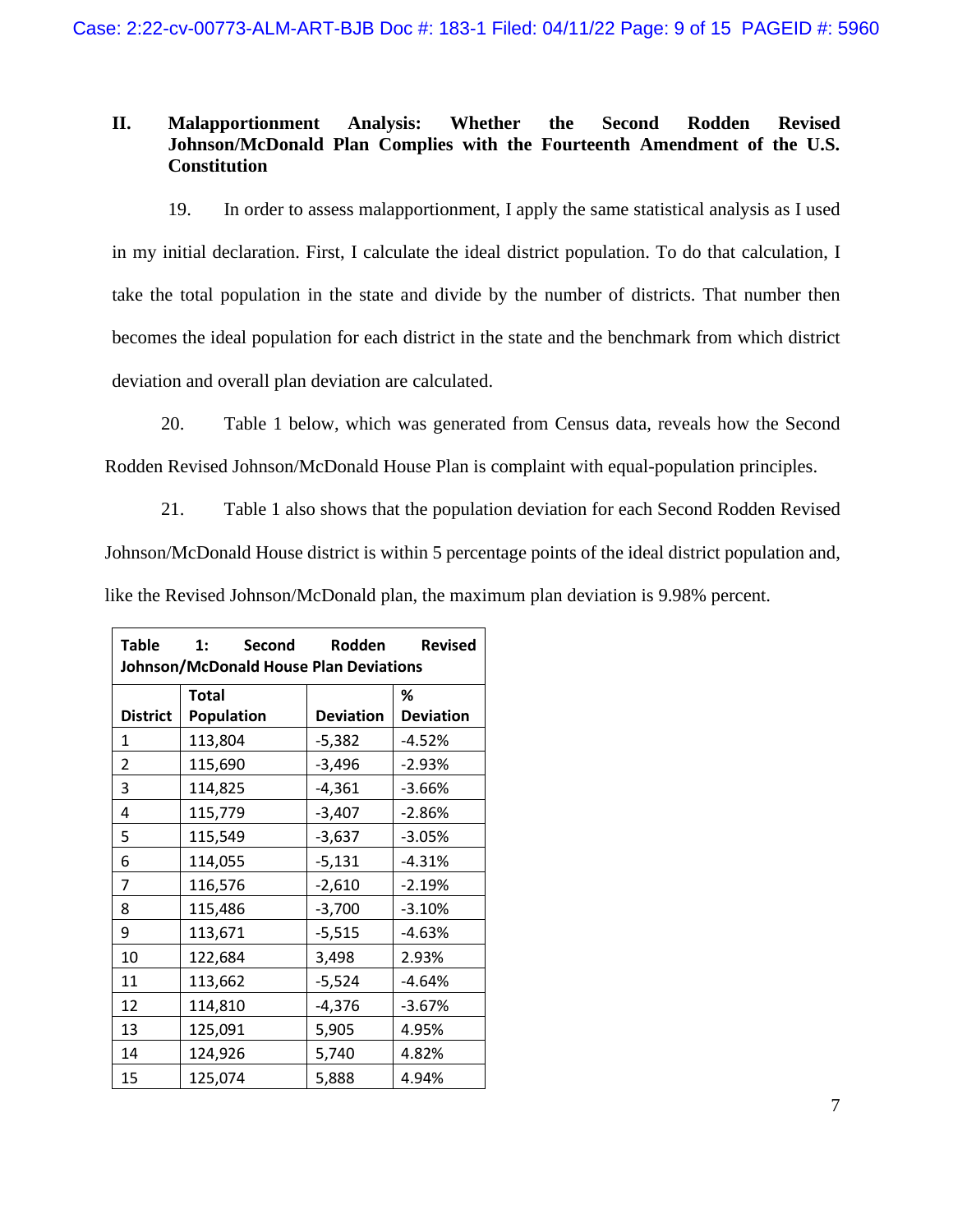## II. Malapportionment Analysis: Whether the Second Rodden Revised Johnson/McDonald Plan Complies with the Fourteenth Amendment of the U.S. Constitution

19. In order to assess malapportionment, I apply the same statistical analysis as I used in my initial declaration. First, I calculate the ideal district population. To do that calculation, I take the total population in the state and divide by the number of districts. That number then becomes the ideal population for each district in the state and the benchmark from which district deviation and overall plan deviation are calculated.

20. Table 1 below, which was generated from Census data, reveals how the Second Rodden Revised Johnson/McDonald House Plan is complaint with equal-population principles.

21. Table 1 also shows that the population deviation for each Second Rodden Revised Johnson/McDonald House district is within 5 percentage points of the ideal district population and, like the Revised Johnson/McDonald plan, the maximum plan deviation is 9.98% percent.

**Table 1: Second Rodden Revised Johnson/McDonald House Plan Deviations**

| District | Total Population | Deviation | % Deviation |
|---|---|---|---|
| 1 | 113,804 | -5,382 | -4.52% |
| 2 | 115,690 | -3,496 | -2.93% |
| 3 | 114,825 | -4,361 | -3.66% |
| 4 | 115,779 | -3,407 | -2.86% |
| 5 | 115,549 | -3,637 | -3.05% |
| 6 | 114,055 | -5,131 | -4.31% |
| 7 | 116,576 | -2,610 | -2.19% |
| 8 | 115,486 | -3,700 | -3.10% |
| 9 | 113,671 | -5,515 | -4.63% |
| 10 | 122,684 | 3,498 | 2.93% |
| 11 | 113,662 | -5,524 | -4.64% |
| 12 | 114,810 | -4,376 | -3.67% |
| 13 | 125,091 | 5,905 | 4.95% |
| 14 | 124,926 | 5,740 | 4.82% |
| 15 | 125,074 | 5,888 | 4.94% |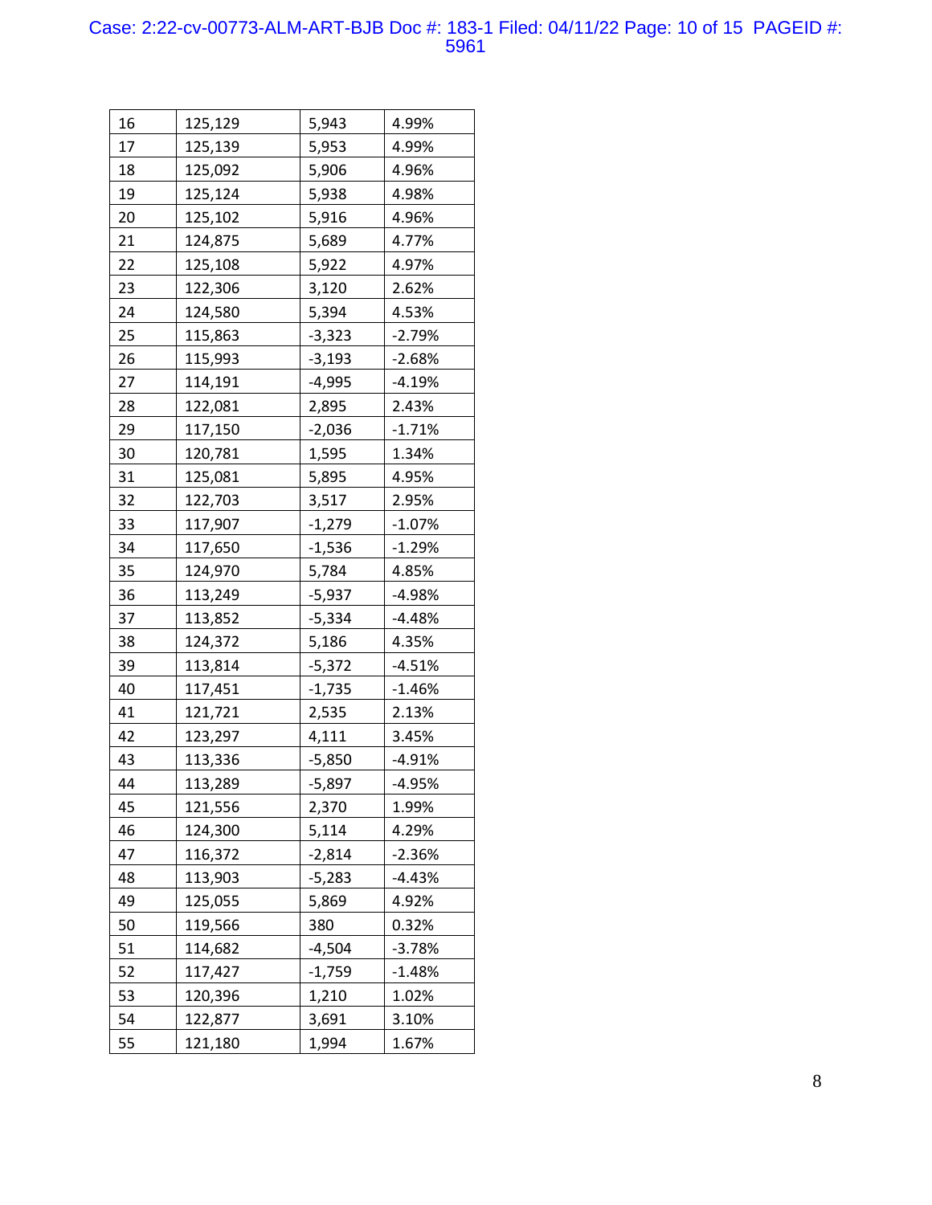| | | | |
|---|---|---|---|
| 16 | 125,129 | 5,943 | 4.99% |
| 17 | 125,139 | 5,953 | 4.99% |
| 18 | 125,092 | 5,906 | 4.96% |
| 19 | 125,124 | 5,938 | 4.98% |
| 20 | 125,102 | 5,916 | 4.96% |
| 21 | 124,875 | 5,689 | 4.77% |
| 22 | 125,108 | 5,922 | 4.97% |
| 23 | 122,306 | 3,120 | 2.62% |
| 24 | 124,580 | 5,394 | 4.53% |
| 25 | 115,863 | -3,323 | -2.79% |
| 26 | 115,993 | -3,193 | -2.68% |
| 27 | 114,191 | -4,995 | -4.19% |
| 28 | 122,081 | 2,895 | 2.43% |
| 29 | 117,150 | -2,036 | -1.71% |
| 30 | 120,781 | 1,595 | 1.34% |
| 31 | 125,081 | 5,895 | 4.95% |
| 32 | 122,703 | 3,517 | 2.95% |
| 33 | 117,907 | -1,279 | -1.07% |
| 34 | 117,650 | -1,536 | -1.29% |
| 35 | 124,970 | 5,784 | 4.85% |
| 36 | 113,249 | -5,937 | -4.98% |
| 37 | 113,852 | -5,334 | -4.48% |
| 38 | 124,372 | 5,186 | 4.35% |
| 39 | 113,814 | -5,372 | -4.51% |
| 40 | 117,451 | -1,735 | -1.46% |
| 41 | 121,721 | 2,535 | 2.13% |
| 42 | 123,297 | 4,111 | 3.45% |
| 43 | 113,336 | -5,850 | -4.91% |
| 44 | 113,289 | -5,897 | -4.95% |
| 45 | 121,556 | 2,370 | 1.99% |
| 46 | 124,300 | 5,114 | 4.29% |
| 47 | 116,372 | -2,814 | -2.36% |
| 48 | 113,903 | -5,283 | -4.43% |
| 49 | 125,055 | 5,869 | 4.92% |
| 50 | 119,566 | 380 | 0.32% |
| 51 | 114,682 | -4,504 | -3.78% |
| 52 | 117,427 | -1,759 | -1.48% |
| 53 | 120,396 | 1,210 | 1.02% |
| 54 | 122,877 | 3,691 | 3.10% |
| 55 | 121,180 | 1,994 | 1.67% |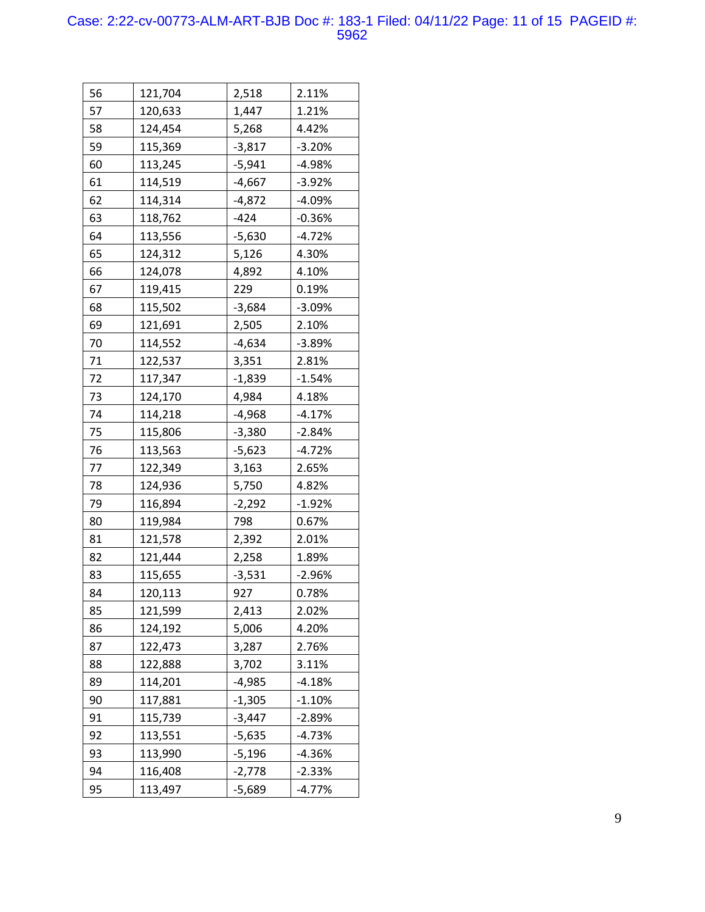| 56 | 121,704 | 2,518 | 2.11% |
|---|---|---|---|
| 57 | 120,633 | 1,447 | 1.21% |
| 58 | 124,454 | 5,268 | 4.42% |
| 59 | 115,369 | -3,817 | -3.20% |
| 60 | 113,245 | -5,941 | -4.98% |
| 61 | 114,519 | -4,667 | -3.92% |
| 62 | 114,314 | -4,872 | -4.09% |
| 63 | 118,762 | -424 | -0.36% |
| 64 | 113,556 | -5,630 | -4.72% |
| 65 | 124,312 | 5,126 | 4.30% |
| 66 | 124,078 | 4,892 | 4.10% |
| 67 | 119,415 | 229 | 0.19% |
| 68 | 115,502 | -3,684 | -3.09% |
| 69 | 121,691 | 2,505 | 2.10% |
| 70 | 114,552 | -4,634 | -3.89% |
| 71 | 122,537 | 3,351 | 2.81% |
| 72 | 117,347 | -1,839 | -1.54% |
| 73 | 124,170 | 4,984 | 4.18% |
| 74 | 114,218 | -4,968 | -4.17% |
| 75 | 115,806 | -3,380 | -2.84% |
| 76 | 113,563 | -5,623 | -4.72% |
| 77 | 122,349 | 3,163 | 2.65% |
| 78 | 124,936 | 5,750 | 4.82% |
| 79 | 116,894 | -2,292 | -1.92% |
| 80 | 119,984 | 798 | 0.67% |
| 81 | 121,578 | 2,392 | 2.01% |
| 82 | 121,444 | 2,258 | 1.89% |
| 83 | 115,655 | -3,531 | -2.96% |
| 84 | 120,113 | 927 | 0.78% |
| 85 | 121,599 | 2,413 | 2.02% |
| 86 | 124,192 | 5,006 | 4.20% |
| 87 | 122,473 | 3,287 | 2.76% |
| 88 | 122,888 | 3,702 | 3.11% |
| 89 | 114,201 | -4,985 | -4.18% |
| 90 | 117,881 | -1,305 | -1.10% |
| 91 | 115,739 | -3,447 | -2.89% |
| 92 | 113,551 | -5,635 | -4.73% |
| 93 | 113,990 | -5,196 | -4.36% |
| 94 | 116,408 | -2,778 | -2.33% |
| 95 | 113,497 | -5,689 | -4.77% |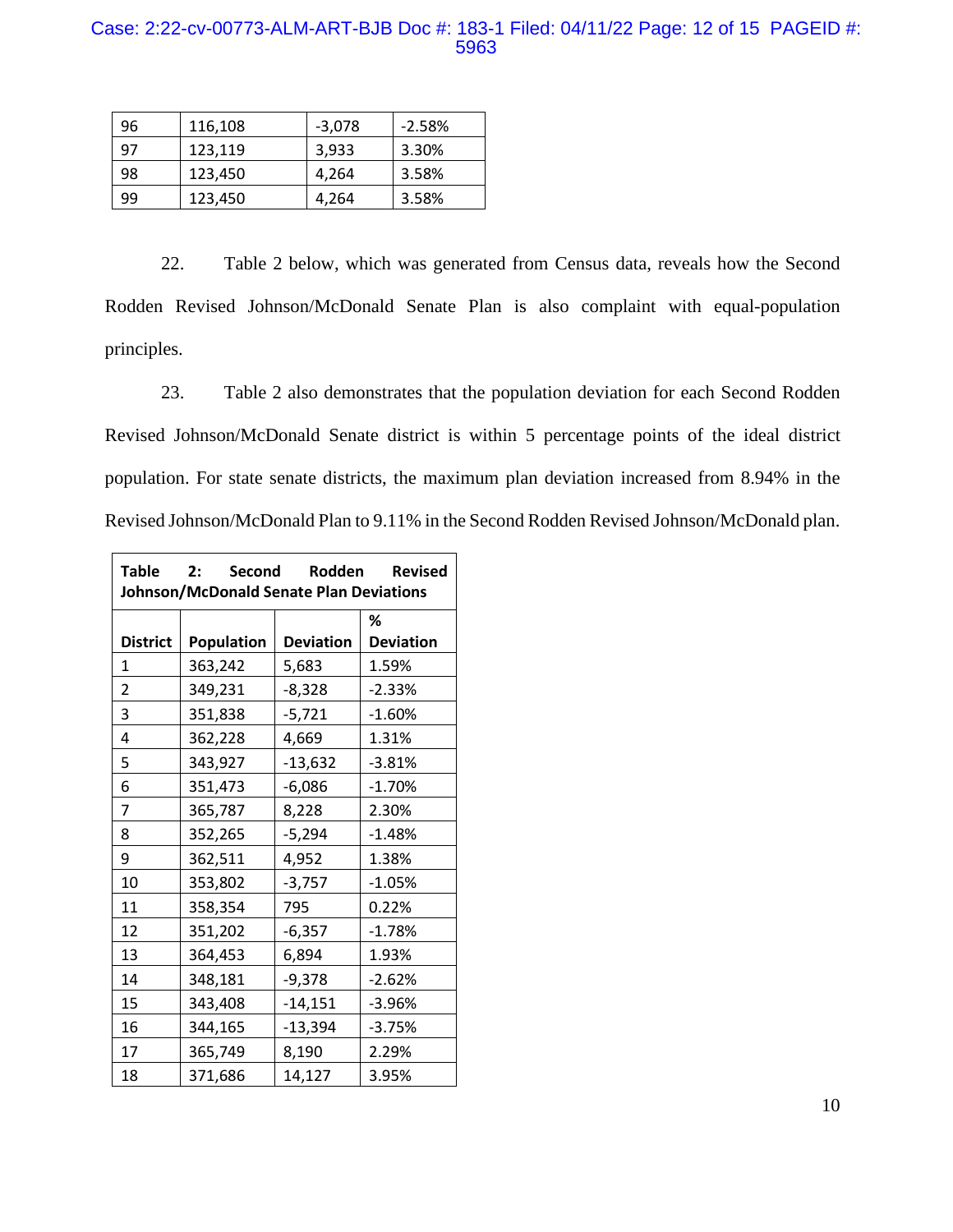| 96 | 116,108 | -3,078 | -2.58% |
|---|---|---|---|
| 97 | 123,119 | 3,933 | 3.30% |
| 98 | 123,450 | 4,264 | 3.58% |
| 99 | 123,450 | 4,264 | 3.58% |

22. Table 2 below, which was generated from Census data, reveals how the Second Rodden Revised Johnson/McDonald Senate Plan is also complaint with equal-population principles.

23. Table 2 also demonstrates that the population deviation for each Second Rodden Revised Johnson/McDonald Senate district is within 5 percentage points of the ideal district population. For state senate districts, the maximum plan deviation increased from 8.94% in the Revised Johnson/McDonald Plan to 9.11% in the Second Rodden Revised Johnson/McDonald plan.

**Table 2: Second Rodden Revised Johnson/McDonald Senate Plan Deviations**

| District | Population | Deviation | % Deviation |
|---|---|---|---|
| 1 | 363,242 | 5,683 | 1.59% |
| 2 | 349,231 | -8,328 | -2.33% |
| 3 | 351,838 | -5,721 | -1.60% |
| 4 | 362,228 | 4,669 | 1.31% |
| 5 | 343,927 | -13,632 | -3.81% |
| 6 | 351,473 | -6,086 | -1.70% |
| 7 | 365,787 | 8,228 | 2.30% |
| 8 | 352,265 | -5,294 | -1.48% |
| 9 | 362,511 | 4,952 | 1.38% |
| 10 | 353,802 | -3,757 | -1.05% |
| 11 | 358,354 | 795 | 0.22% |
| 12 | 351,202 | -6,357 | -1.78% |
| 13 | 364,453 | 6,894 | 1.93% |
| 14 | 348,181 | -9,378 | -2.62% |
| 15 | 343,408 | -14,151 | -3.96% |
| 16 | 344,165 | -13,394 | -3.75% |
| 17 | 365,749 | 8,190 | 2.29% |
| 18 | 371,686 | 14,127 | 3.95% |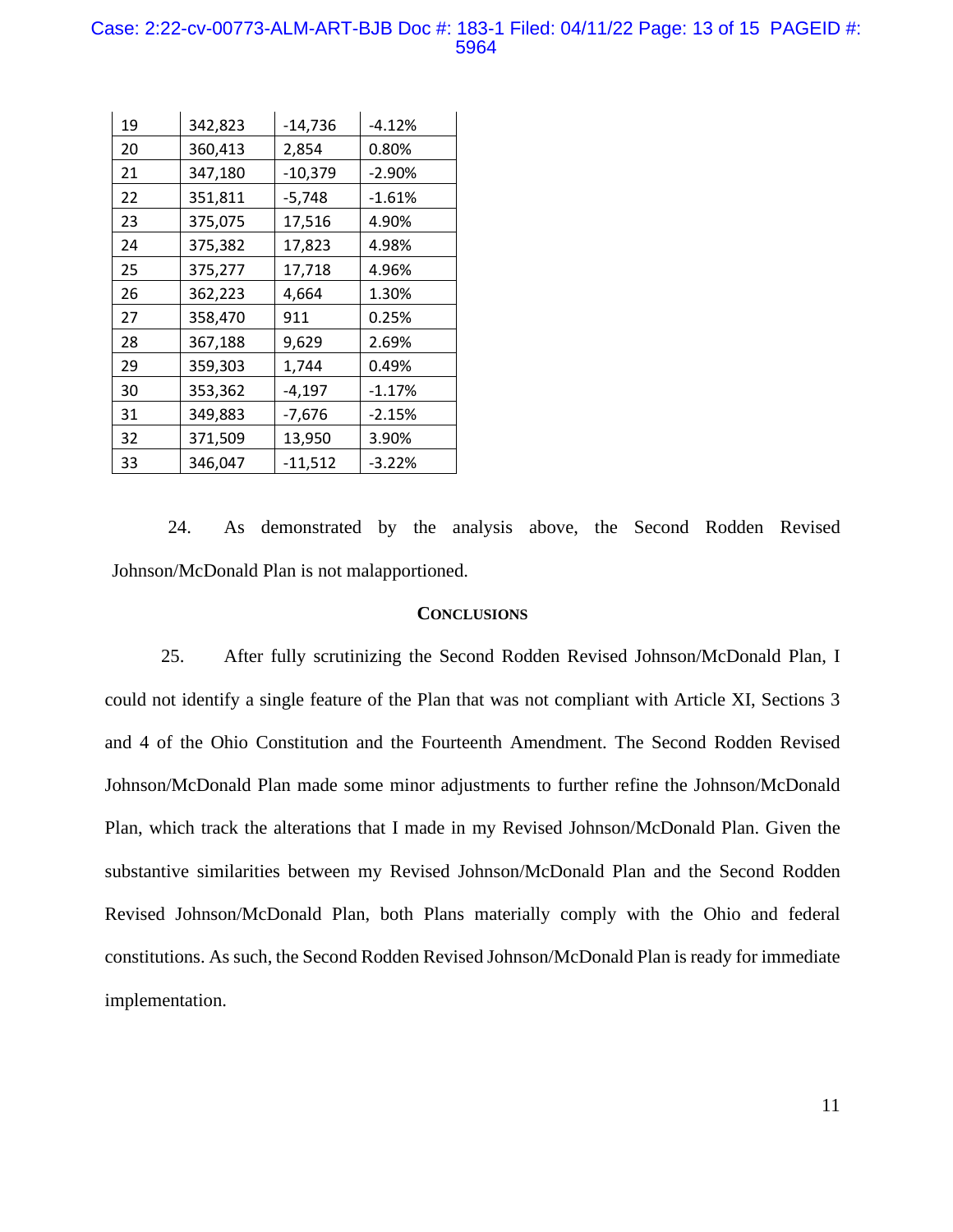| 19 | 342,823 | -14,736 | -4.12% |
|---|---|---|---|
| 20 | 360,413 | 2,854 | 0.80% |
| 21 | 347,180 | -10,379 | -2.90% |
| 22 | 351,811 | -5,748 | -1.61% |
| 23 | 375,075 | 17,516 | 4.90% |
| 24 | 375,382 | 17,823 | 4.98% |
| 25 | 375,277 | 17,718 | 4.96% |
| 26 | 362,223 | 4,664 | 1.30% |
| 27 | 358,470 | 911 | 0.25% |
| 28 | 367,188 | 9,629 | 2.69% |
| 29 | 359,303 | 1,744 | 0.49% |
| 30 | 353,362 | -4,197 | -1.17% |
| 31 | 349,883 | -7,676 | -2.15% |
| 32 | 371,509 | 13,950 | 3.90% |
| 33 | 346,047 | -11,512 | -3.22% |

24. As demonstrated by the analysis above, the Second Rodden Revised Johnson/McDonald Plan is not malapportioned.

## CONCLUSIONS

25. After fully scrutinizing the Second Rodden Revised Johnson/McDonald Plan, I could not identify a single feature of the Plan that was not compliant with Article XI, Sections 3 and 4 of the Ohio Constitution and the Fourteenth Amendment. The Second Rodden Revised Johnson/McDonald Plan made some minor adjustments to further refine the Johnson/McDonald Plan, which track the alterations that I made in my Revised Johnson/McDonald Plan. Given the substantive similarities between my Revised Johnson/McDonald Plan and the Second Rodden Revised Johnson/McDonald Plan, both Plans materially comply with the Ohio and federal constitutions. As such, the Second Rodden Revised Johnson/McDonald Plan is ready for immediate implementation.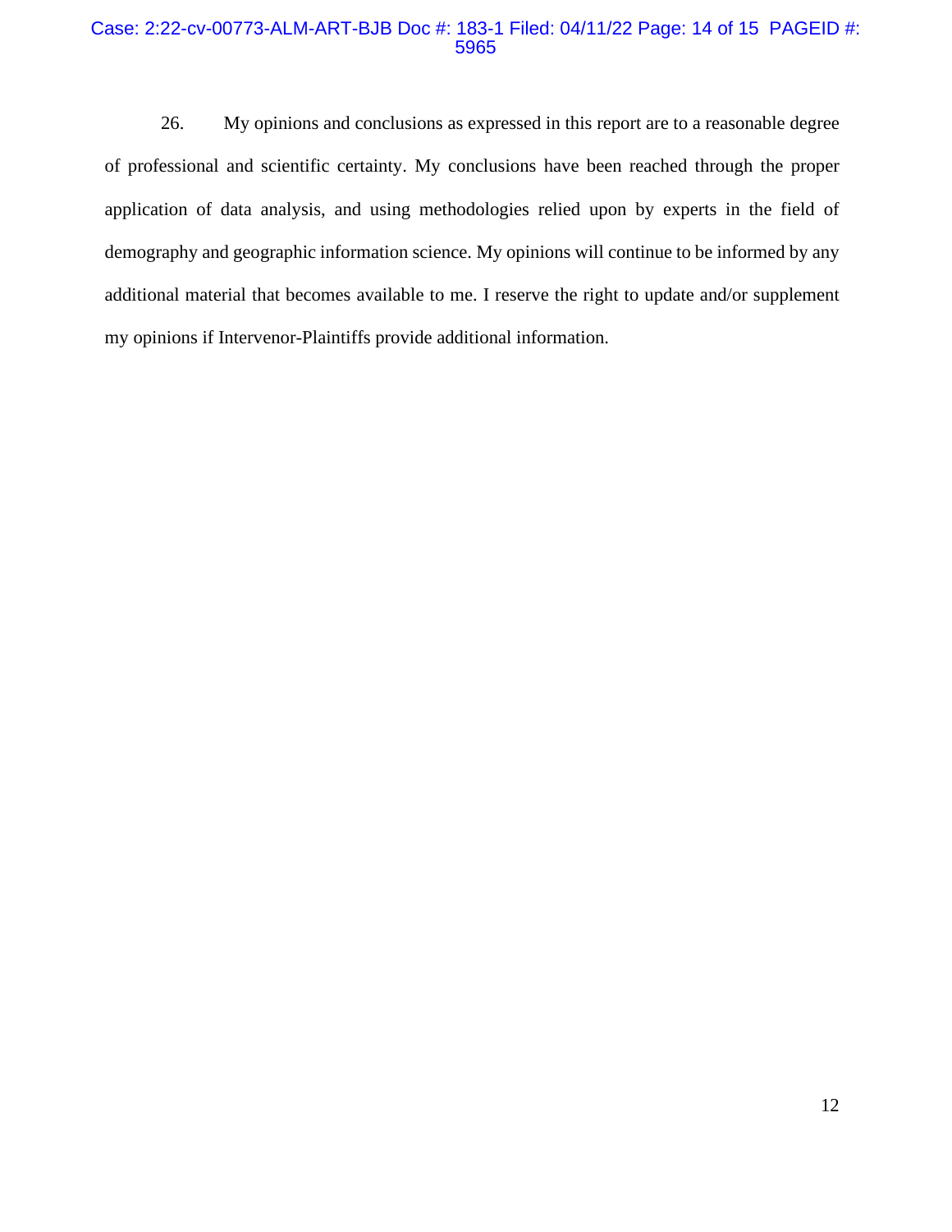26. My opinions and conclusions as expressed in this report are to a reasonable degree of professional and scientific certainty. My conclusions have been reached through the proper application of data analysis, and using methodologies relied upon by experts in the field of demography and geographic information science. My opinions will continue to be informed by any additional material that becomes available to me. I reserve the right to update and/or supplement my opinions if Intervenor-Plaintiffs provide additional information.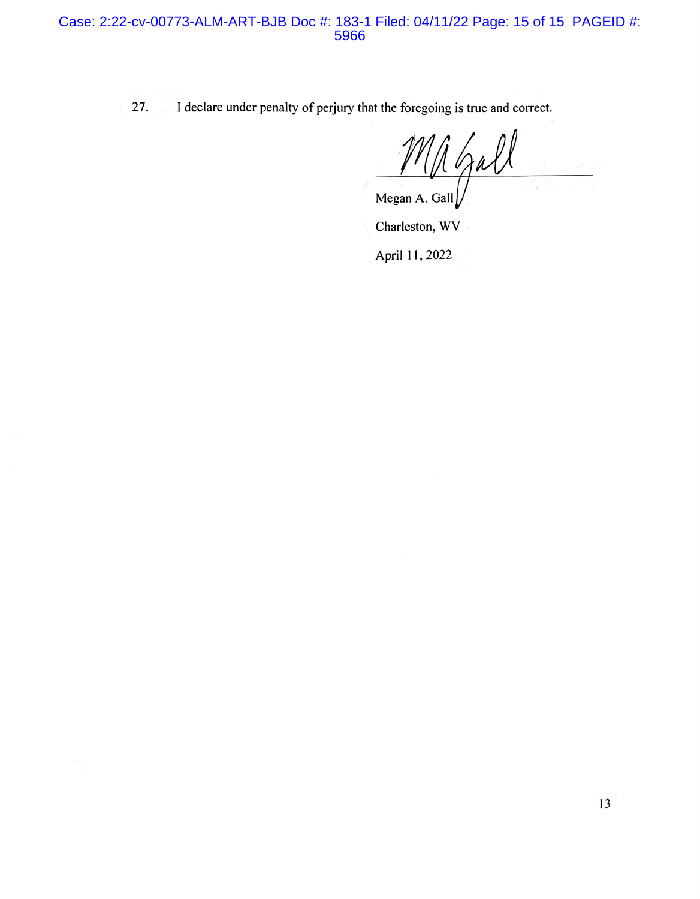27. I declare under penalty of perjury that the foregoing is true and correct.

Megan A. Gall

Charleston, WV

April 11, 2022